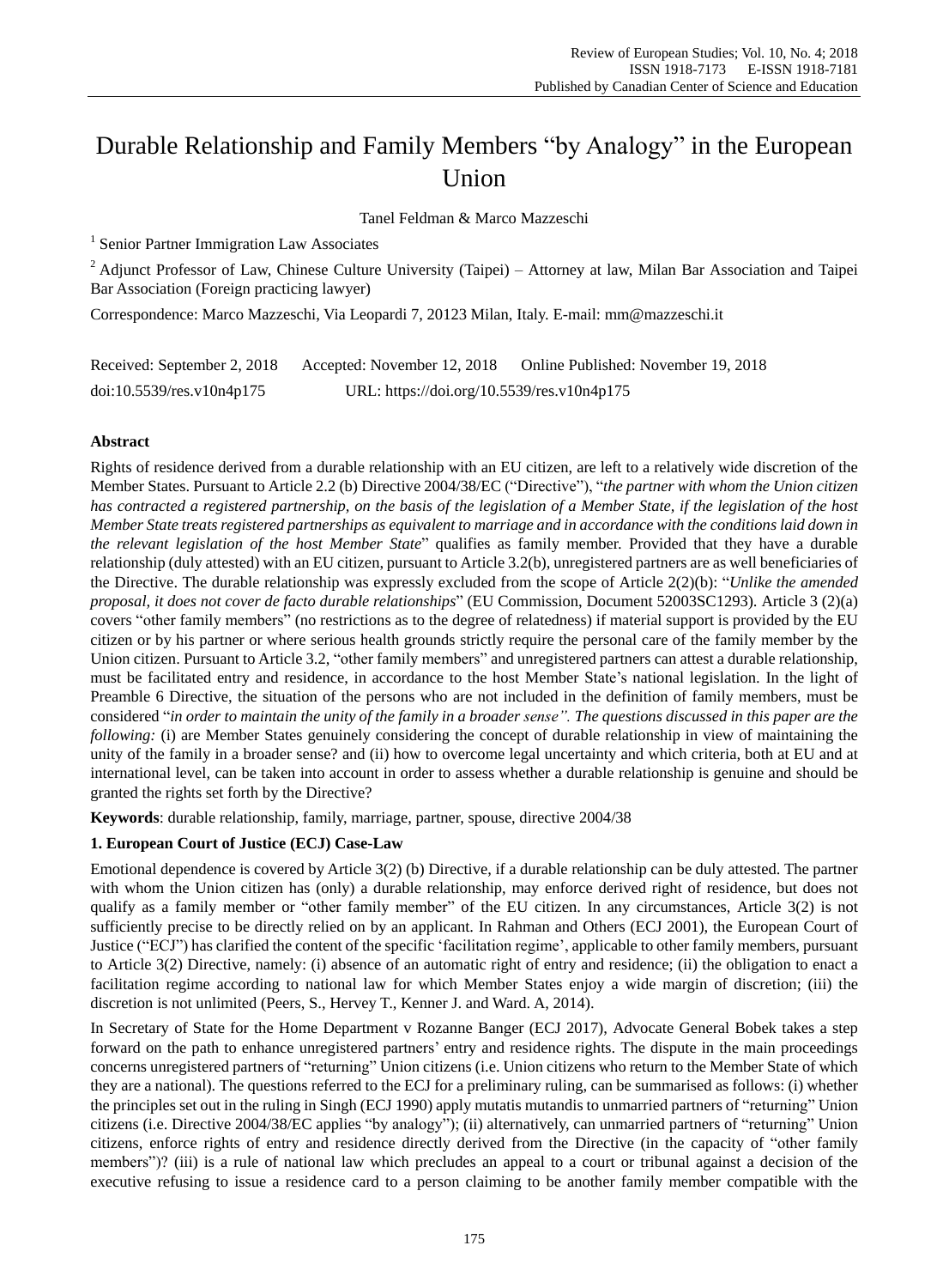# Durable Relationship and Family Members "by Analogy" in the European Union

Tanel Feldman & Marco Mazzeschi

[1] Senior Partner Immigration Law Associates

[2] Adjunct Professor of Law, Chinese Culture University (Taipei) – Attorney at law, Milan Bar Association and Taipei Bar Association (Foreign practicing lawyer)

Correspondence: Marco Mazzeschi, Via Leopardi 7, 20123 Milan, Italy. E-mail: mm@mazzeschi.it

Received: September 2, 2018 Accepted: November 12, 2018 Online Published: November 19, 2018

doi:10.5539/res.v10n4p175 URL: https://doi.org/10.5539/res.v10n4p175

## Abstract

Rights of residence derived from a durable relationship with an EU citizen, are left to a relatively wide discretion of the Member States. Pursuant to Article 2.2 (b) Directive 2004/38/EC ("Directive"), "*the partner with whom the Union citizen has contracted a registered partnership, on the basis of the legislation of a Member State, if the legislation of the host Member State treats registered partnerships as equivalent to marriage and in accordance with the conditions laid down in the relevant legislation of the host Member State*" qualifies as family member. Provided that they have a durable relationship (duly attested) with an EU citizen, pursuant to Article 3.2(b), unregistered partners are as well beneficiaries of the Directive. The durable relationship was expressly excluded from the scope of Article 2(2)(b): "*Unlike the amended proposal, it does not cover de facto durable relationships*" (EU Commission, Document 52003SC1293). Article 3 (2)(a) covers "other family members" (no restrictions as to the degree of relatedness) if material support is provided by the EU citizen or by his partner or where serious health grounds strictly require the personal care of the family member by the Union citizen. Pursuant to Article 3.2, "other family members" and unregistered partners can attest a durable relationship, must be facilitated entry and residence, in accordance to the host Member State's national legislation. In the light of Preamble 6 Directive, the situation of the persons who are not included in the definition of family members, must be considered "*in order to maintain the unity of the family in a broader sense". The questions discussed in this paper are the following:* (i) are Member States genuinely considering the concept of durable relationship in view of maintaining the unity of the family in a broader sense? and (ii) how to overcome legal uncertainty and which criteria, both at EU and at international level, can be taken into account in order to assess whether a durable relationship is genuine and should be granted the rights set forth by the Directive?

**Keywords**: durable relationship, family, marriage, partner, spouse, directive 2004/38

## 1. European Court of Justice (ECJ) Case-Law

Emotional dependence is covered by Article 3(2) (b) Directive, if a durable relationship can be duly attested. The partner with whom the Union citizen has (only) a durable relationship, may enforce derived right of residence, but does not qualify as a family member or "other family member" of the EU citizen. In any circumstances, Article 3(2) is not sufficiently precise to be directly relied on by an applicant. In Rahman and Others (ECJ 2001), the European Court of Justice ("ECJ") has clarified the content of the specific 'facilitation regime', applicable to other family members, pursuant to Article 3(2) Directive, namely: (i) absence of an automatic right of entry and residence; (ii) the obligation to enact a facilitation regime according to national law for which Member States enjoy a wide margin of discretion; (iii) the discretion is not unlimited (Peers, S., Hervey T., Kenner J. and Ward. A, 2014).

In Secretary of State for the Home Department v Rozanne Banger (ECJ 2017), Advocate General Bobek takes a step forward on the path to enhance unregistered partners' entry and residence rights. The dispute in the main proceedings concerns unregistered partners of "returning" Union citizens (i.e. Union citizens who return to the Member State of which they are a national). The questions referred to the ECJ for a preliminary ruling, can be summarised as follows: (i) whether the principles set out in the ruling in Singh (ECJ 1990) apply mutatis mutandis to unmarried partners of "returning" Union citizens (i.e. Directive 2004/38/EC applies "by analogy"); (ii) alternatively, can unmarried partners of "returning" Union citizens, enforce rights of entry and residence directly derived from the Directive (in the capacity of "other family members")? (iii) is a rule of national law which precludes an appeal to a court or tribunal against a decision of the executive refusing to issue a residence card to a person claiming to be another family member compatible with the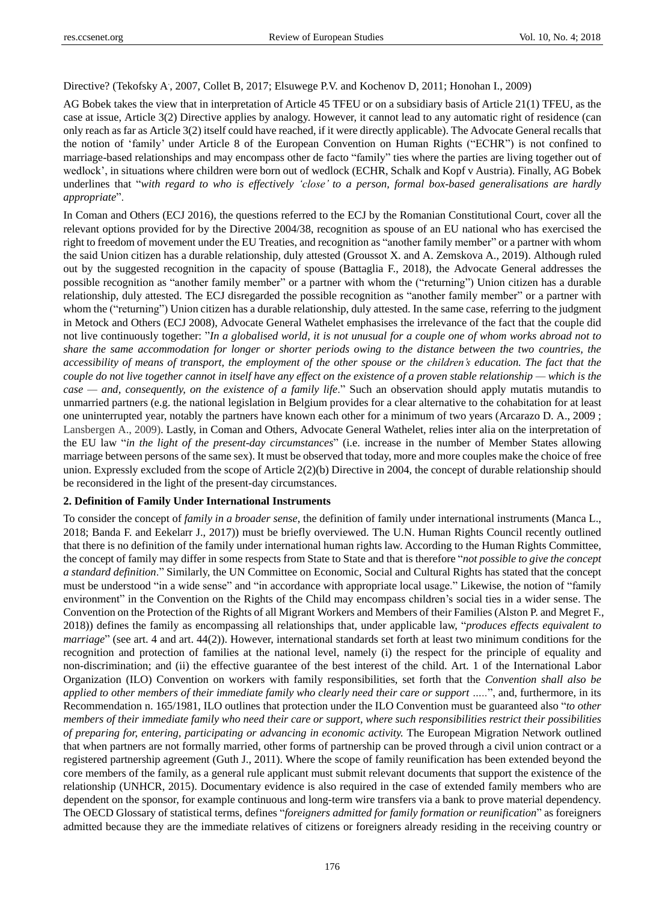Directive? (Tekofsky A., 2007, Collet B, 2017; Elsuwege P.V. and Kochenov D, 2011; Honohan I., 2009)

AG Bobek takes the view that in interpretation of Article 45 TFEU or on a subsidiary basis of Article 21(1) TFEU, as the case at issue, Article 3(2) Directive applies by analogy. However, it cannot lead to any automatic right of residence (can only reach as far as Article 3(2) itself could have reached, if it were directly applicable). The Advocate General recalls that the notion of 'family' under Article 8 of the European Convention on Human Rights ("ECHR") is not confined to marriage-based relationships and may encompass other de facto "family" ties where the parties are living together out of wedlock', in situations where children were born out of wedlock (ECHR, Schalk and Kopf v Austria). Finally, AG Bobek underlines that "*with regard to who is effectively 'close' to a person, formal box-based generalisations are hardly appropriate*".

In Coman and Others (ECJ 2016), the questions referred to the ECJ by the Romanian Constitutional Court, cover all the relevant options provided for by the Directive 2004/38, recognition as spouse of an EU national who has exercised the right to freedom of movement under the EU Treaties, and recognition as "another family member" or a partner with whom the said Union citizen has a durable relationship, duly attested (Groussot X. and A. Zemskova A., 2019). Although ruled out by the suggested recognition in the capacity of spouse (Battaglia F., 2018), the Advocate General addresses the possible recognition as "another family member" or a partner with whom the ("returning") Union citizen has a durable relationship, duly attested. The ECJ disregarded the possible recognition as "another family member" or a partner with whom the ("returning") Union citizen has a durable relationship, duly attested. In the same case, referring to the judgment in Metock and Others (ECJ 2008), Advocate General Wathelet emphasises the irrelevance of the fact that the couple did not live continuously together: "*In a globalised world, it is not unusual for a couple one of whom works abroad not to share the same accommodation for longer or shorter periods owing to the distance between the two countries, the accessibility of means of transport, the employment of the other spouse or the children's education. The fact that the couple do not live together cannot in itself have any effect on the existence of a proven stable relationship — which is the case — and, consequently, on the existence of a family life*." Such an observation should apply mutatis mutandis to unmarried partners (e.g. the national legislation in Belgium provides for a clear alternative to the cohabitation for at least one uninterrupted year, notably the partners have known each other for a minimum of two years (Arcarazo D. A., 2009 ; Lansbergen A., 2009). Lastly, in Coman and Others, Advocate General Wathelet, relies inter alia on the interpretation of the EU law "*in the light of the present-day circumstances*" (i.e. increase in the number of Member States allowing marriage between persons of the same sex). It must be observed that today, more and more couples make the choice of free union. Expressly excluded from the scope of Article 2(2)(b) Directive in 2004, the concept of durable relationship should be reconsidered in the light of the present-day circumstances.

**2. Definition of Family Under International Instruments**

To consider the concept of *family in a broader sense*, the definition of family under international instruments (Manca L., 2018; Banda F. and Eekelarr J., 2017)) must be briefly overviewed. The U.N. Human Rights Council recently outlined that there is no definition of the family under international human rights law. According to the Human Rights Committee, the concept of family may differ in some respects from State to State and that is therefore "*not possible to give the concept a standard definition*." Similarly, the UN Committee on Economic, Social and Cultural Rights has stated that the concept must be understood "in a wide sense" and "in accordance with appropriate local usage." Likewise, the notion of "family environment" in the Convention on the Rights of the Child may encompass children's social ties in a wider sense. The Convention on the Protection of the Rights of all Migrant Workers and Members of their Families (Alston P. and Megret F., 2018)) defines the family as encompassing all relationships that, under applicable law, "*produces effects equivalent to marriage*" (see art. 4 and art. 44(2)). However, international standards set forth at least two minimum conditions for the recognition and protection of families at the national level, namely (i) the respect for the principle of equality and non-discrimination; and (ii) the effective guarantee of the best interest of the child. Art. 1 of the International Labor Organization (ILO) Convention on workers with family responsibilities, set forth that the *Convention shall also be applied to other members of their immediate family who clearly need their care or support .....*", and, furthermore, in its Recommendation n. 165/1981, ILO outlines that protection under the ILO Convention must be guaranteed also "*to other members of their immediate family who need their care or support, where such responsibilities restrict their possibilities of preparing for, entering, participating or advancing in economic activity.* The European Migration Network outlined that when partners are not formally married, other forms of partnership can be proved through a civil union contract or a registered partnership agreement (Guth J., 2011). Where the scope of family reunification has been extended beyond the core members of the family, as a general rule applicant must submit relevant documents that support the existence of the relationship (UNHCR, 2015). Documentary evidence is also required in the case of extended family members who are dependent on the sponsor, for example continuous and long-term wire transfers via a bank to prove material dependency. The OECD Glossary of statistical terms, defines "*foreigners admitted for family formation or reunification*" as foreigners admitted because they are the immediate relatives of citizens or foreigners already residing in the receiving country or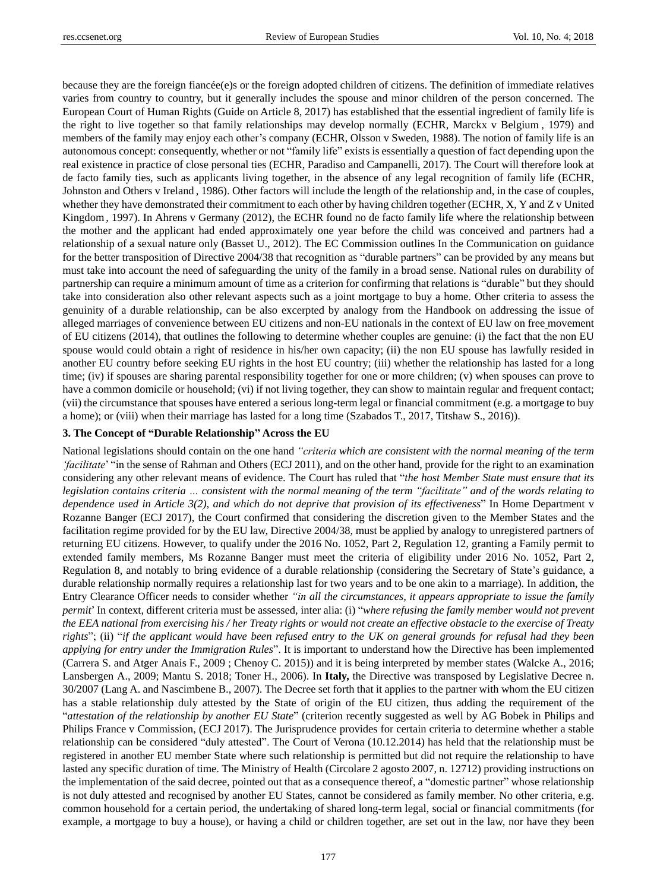because they are the foreign fiancée(e)s or the foreign adopted children of citizens. The definition of immediate relatives varies from country to country, but it generally includes the spouse and minor children of the person concerned. The European Court of Human Rights (Guide on Article 8, 2017) has established that the essential ingredient of family life is the right to live together so that family relationships may develop normally (ECHR, Marckx v Belgium, 1979) and members of the family may enjoy each other's company (ECHR, Olsson v Sweden, 1988). The notion of family life is an autonomous concept: consequently, whether or not "family life" exists is essentially a question of fact depending upon the real existence in practice of close personal ties (ECHR, Paradiso and Campanelli, 2017). The Court will therefore look at de facto family ties, such as applicants living together, in the absence of any legal recognition of family life (ECHR, Johnston and Others v Ireland, 1986). Other factors will include the length of the relationship and, in the case of couples, whether they have demonstrated their commitment to each other by having children together (ECHR, X, Y and Z v United Kingdom, 1997). In Ahrens v Germany (2012), the ECHR found no de facto family life where the relationship between the mother and the applicant had ended approximately one year before the child was conceived and partners had a relationship of a sexual nature only (Basset U., 2012). The EC Commission outlines In the Communication on guidance for the better transposition of Directive 2004/38 that recognition as "durable partners" can be provided by any means but must take into account the need of safeguarding the unity of the family in a broad sense. National rules on durability of partnership can require a minimum amount of time as a criterion for confirming that relations is "durable" but they should take into consideration also other relevant aspects such as a joint mortgage to buy a home. Other criteria to assess the genuinity of a durable relationship, can be also excerpted by analogy from the Handbook on addressing the issue of alleged marriages of convenience between EU citizens and non-EU nationals in the context of EU law on free movement of EU citizens (2014), that outlines the following to determine whether couples are genuine: (i) the fact that the non EU spouse would could obtain a right of residence in his/her own capacity; (ii) the non EU spouse has lawfully resided in another EU country before seeking EU rights in the host EU country; (iii) whether the relationship has lasted for a long time; (iv) if spouses are sharing parental responsibility together for one or more children; (v) when spouses can prove to have a common domicile or household; (vi) if not living together, they can show to maintain regular and frequent contact; (vii) the circumstance that spouses have entered a serious long-term legal or financial commitment (e.g. a mortgage to buy a home); or (viii) when their marriage has lasted for a long time (Szabados T., 2017, Titshaw S., 2016)).

### 3. The Concept of "Durable Relationship" Across the EU

National legislations should contain on the one hand *"criteria which are consistent with the normal meaning of the term 'facilitate'* "in the sense of Rahman and Others (ECJ 2011), and on the other hand, provide for the right to an examination considering any other relevant means of evidence. The Court has ruled that "*the host Member State must ensure that its legislation contains criteria … consistent with the normal meaning of the term "facilitate" and of the words relating to dependence used in Article 3(2), and which do not deprive that provision of its effectiveness*" In Home Department v Rozanne Banger (ECJ 2017), the Court confirmed that considering the discretion given to the Member States and the facilitation regime provided for by the EU law, Directive 2004/38, must be applied by analogy to unregistered partners of returning EU citizens. However, to qualify under the 2016 No. 1052, Part 2, Regulation 12, granting a Family permit to extended family members, Ms Rozanne Banger must meet the criteria of eligibility under 2016 No. 1052, Part 2, Regulation 8, and notably to bring evidence of a durable relationship (considering the Secretary of State's guidance, a durable relationship normally requires a relationship last for two years and to be one akin to a marriage). In addition, the Entry Clearance Officer needs to consider whether *"in all the circumstances, it appears appropriate to issue the family permit*' In context, different criteria must be assessed, inter alia: (i) "*where refusing the family member would not prevent the EEA national from exercising his / her Treaty rights or would not create an effective obstacle to the exercise of Treaty rights*"; (ii) "*if the applicant would have been refused entry to the UK on general grounds for refusal had they been applying for entry under the Immigration Rules*". It is important to understand how the Directive has been implemented (Carrera S. and Atger Anais F., 2009 ; Chenoy C. 2015)) and it is being interpreted by member states (Walcke A., 2016; Lansbergen A., 2009; Mantu S. 2018; Toner H., 2006). In **Italy,** the Directive was transposed by Legislative Decree n. 30/2007 (Lang A. and Nascimbene B., 2007). The Decree set forth that it applies to the partner with whom the EU citizen has a stable relationship duly attested by the State of origin of the EU citizen, thus adding the requirement of the "*attestation of the relationship by another EU State*" (criterion recently suggested as well by AG Bobek in Philips and Philips France v Commission, (ECJ 2017). The Jurisprudence provides for certain criteria to determine whether a stable relationship can be considered "duly attested". The Court of Verona (10.12.2014) has held that the relationship must be registered in another EU member State where such relationship is permitted but did not require the relationship to have lasted any specific duration of time. The Ministry of Health (Circolare 2 agosto 2007, n. 12712) providing instructions on the implementation of the said decree, pointed out that as a consequence thereof, a "domestic partner" whose relationship is not duly attested and recognised by another EU States, cannot be considered as family member. No other criteria, e.g. common household for a certain period, the undertaking of shared long-term legal, social or financial commitments (for example, a mortgage to buy a house), or having a child or children together, are set out in the law, nor have they been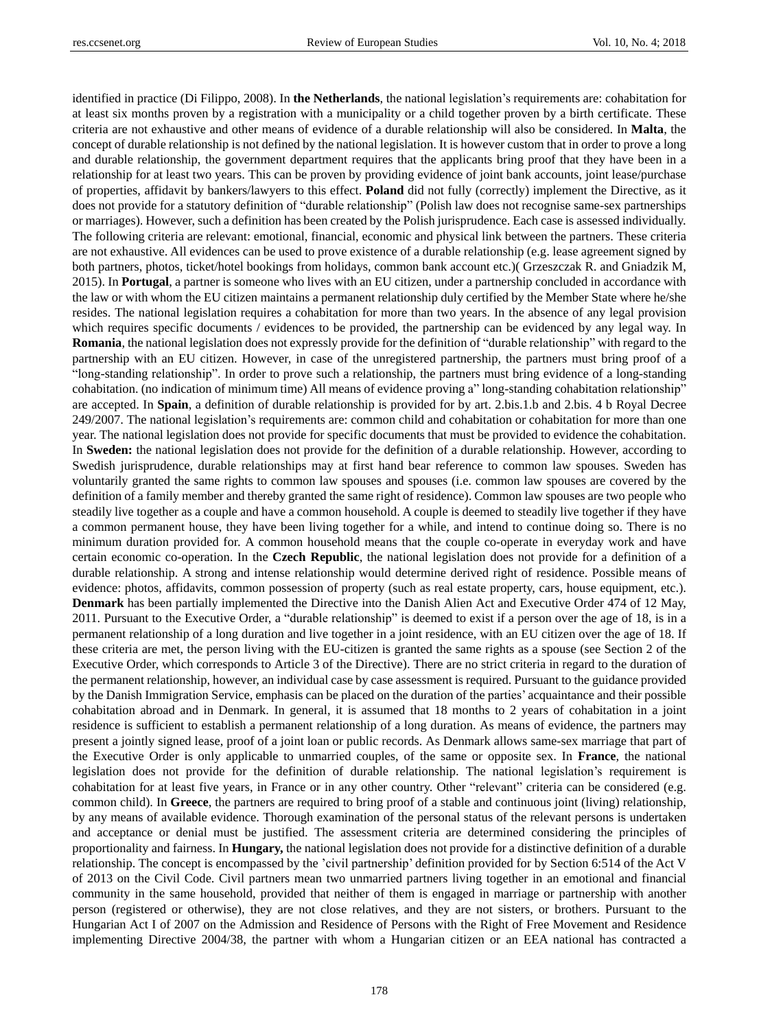identified in practice (Di Filippo, 2008). In **the Netherlands**, the national legislation's requirements are: cohabitation for at least six months proven by a registration with a municipality or a child together proven by a birth certificate. These criteria are not exhaustive and other means of evidence of a durable relationship will also be considered. In **Malta**, the concept of durable relationship is not defined by the national legislation. It is however custom that in order to prove a long and durable relationship, the government department requires that the applicants bring proof that they have been in a relationship for at least two years. This can be proven by providing evidence of joint bank accounts, joint lease/purchase of properties, affidavit by bankers/lawyers to this effect. **Poland** did not fully (correctly) implement the Directive, as it does not provide for a statutory definition of "durable relationship" (Polish law does not recognise same-sex partnerships or marriages). However, such a definition has been created by the Polish jurisprudence. Each case is assessed individually. The following criteria are relevant: emotional, financial, economic and physical link between the partners. These criteria are not exhaustive. All evidences can be used to prove existence of a durable relationship (e.g. lease agreement signed by both partners, photos, ticket/hotel bookings from holidays, common bank account etc.)( Grzeszczak R. and Gniadzik M, 2015). In **Portugal**, a partner is someone who lives with an EU citizen, under a partnership concluded in accordance with the law or with whom the EU citizen maintains a permanent relationship duly certified by the Member State where he/she resides. The national legislation requires a cohabitation for more than two years. In the absence of any legal provision which requires specific documents / evidences to be provided, the partnership can be evidenced by any legal way. In **Romania**, the national legislation does not expressly provide for the definition of "durable relationship" with regard to the partnership with an EU citizen. However, in case of the unregistered partnership, the partners must bring proof of a "long-standing relationship". In order to prove such a relationship, the partners must bring evidence of a long-standing cohabitation. (no indication of minimum time) All means of evidence proving a" long-standing cohabitation relationship" are accepted. In **Spain**, a definition of durable relationship is provided for by art. 2.bis.1.b and 2.bis. 4 b Royal Decree 249/2007. The national legislation's requirements are: common child and cohabitation or cohabitation for more than one year. The national legislation does not provide for specific documents that must be provided to evidence the cohabitation. In **Sweden:** the national legislation does not provide for the definition of a durable relationship. However, according to Swedish jurisprudence, durable relationships may at first hand bear reference to common law spouses. Sweden has voluntarily granted the same rights to common law spouses and spouses (i.e. common law spouses are covered by the definition of a family member and thereby granted the same right of residence). Common law spouses are two people who steadily live together as a couple and have a common household. A couple is deemed to steadily live together if they have a common permanent house, they have been living together for a while, and intend to continue doing so. There is no minimum duration provided for. A common household means that the couple co-operate in everyday work and have certain economic co-operation. In the **Czech Republic**, the national legislation does not provide for a definition of a durable relationship. A strong and intense relationship would determine derived right of residence. Possible means of evidence: photos, affidavits, common possession of property (such as real estate property, cars, house equipment, etc.). **Denmark** has been partially implemented the Directive into the Danish Alien Act and Executive Order 474 of 12 May, 2011. Pursuant to the Executive Order, a "durable relationship" is deemed to exist if a person over the age of 18, is in a permanent relationship of a long duration and live together in a joint residence, with an EU citizen over the age of 18. If these criteria are met, the person living with the EU-citizen is granted the same rights as a spouse (see Section 2 of the Executive Order, which corresponds to Article 3 of the Directive). There are no strict criteria in regard to the duration of the permanent relationship, however, an individual case by case assessment is required. Pursuant to the guidance provided by the Danish Immigration Service, emphasis can be placed on the duration of the parties' acquaintance and their possible cohabitation abroad and in Denmark. In general, it is assumed that 18 months to 2 years of cohabitation in a joint residence is sufficient to establish a permanent relationship of a long duration. As means of evidence, the partners may present a jointly signed lease, proof of a joint loan or public records. As Denmark allows same-sex marriage that part of the Executive Order is only applicable to unmarried couples, of the same or opposite sex. In **France**, the national legislation does not provide for the definition of durable relationship. The national legislation's requirement is cohabitation for at least five years, in France or in any other country. Other "relevant" criteria can be considered (e.g. common child). In **Greece**, the partners are required to bring proof of a stable and continuous joint (living) relationship, by any means of available evidence. Thorough examination of the personal status of the relevant persons is undertaken and acceptance or denial must be justified. The assessment criteria are determined considering the principles of proportionality and fairness. In **Hungary,** the national legislation does not provide for a distinctive definition of a durable relationship. The concept is encompassed by the 'civil partnership' definition provided for by Section 6:514 of the Act V of 2013 on the Civil Code. Civil partners mean two unmarried partners living together in an emotional and financial community in the same household, provided that neither of them is engaged in marriage or partnership with another person (registered or otherwise), they are not close relatives, and they are not sisters, or brothers. Pursuant to the Hungarian Act I of 2007 on the Admission and Residence of Persons with the Right of Free Movement and Residence implementing Directive 2004/38, the partner with whom a Hungarian citizen or an EEA national has contracted a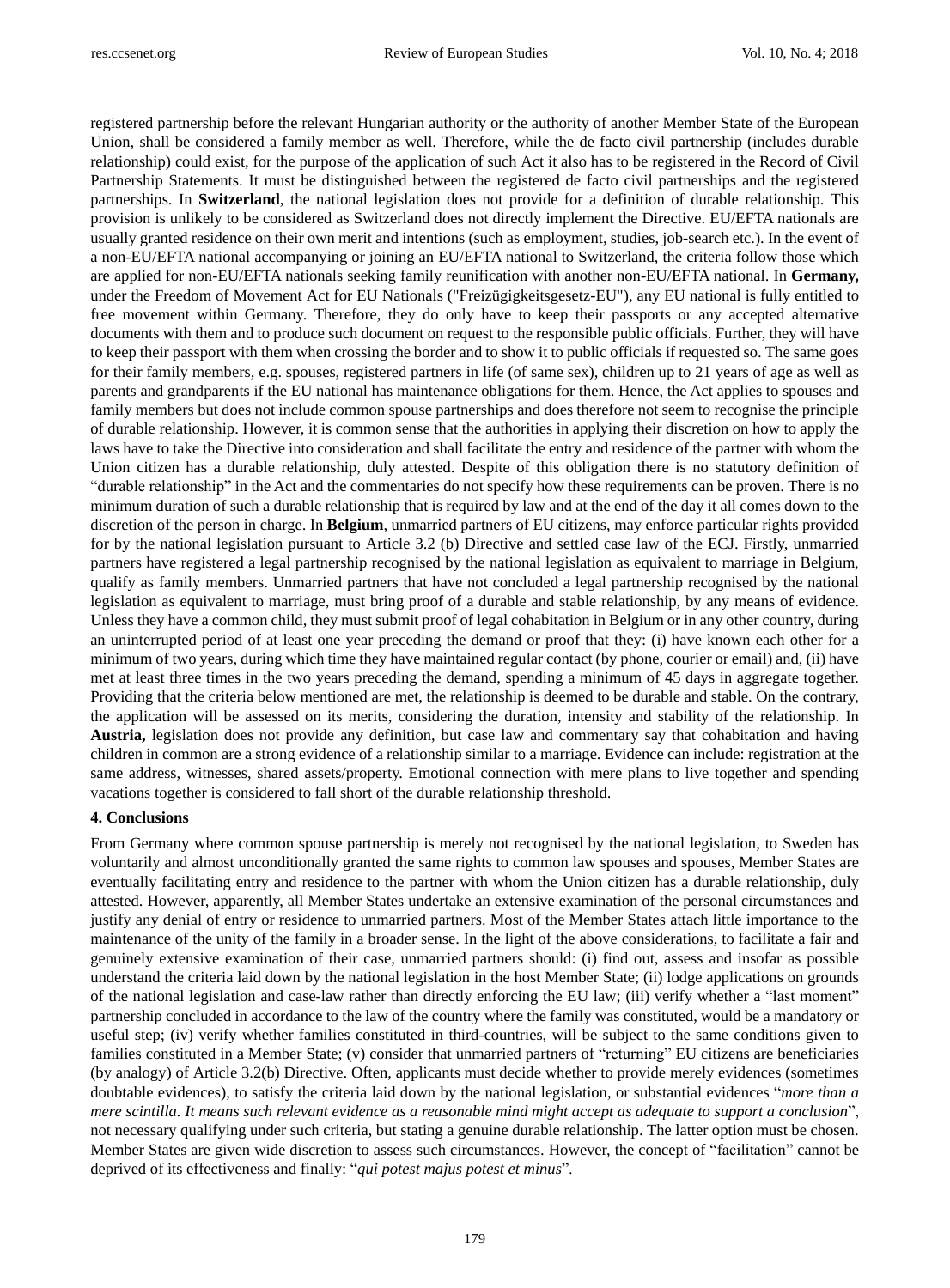registered partnership before the relevant Hungarian authority or the authority of another Member State of the European Union, shall be considered a family member as well. Therefore, while the de facto civil partnership (includes durable relationship) could exist, for the purpose of the application of such Act it also has to be registered in the Record of Civil Partnership Statements. It must be distinguished between the registered de facto civil partnerships and the registered partnerships. In **Switzerland**, the national legislation does not provide for a definition of durable relationship. This provision is unlikely to be considered as Switzerland does not directly implement the Directive. EU/EFTA nationals are usually granted residence on their own merit and intentions (such as employment, studies, job-search etc.). In the event of a non-EU/EFTA national accompanying or joining an EU/EFTA national to Switzerland, the criteria follow those which are applied for non-EU/EFTA nationals seeking family reunification with another non-EU/EFTA national. In **Germany,** under the Freedom of Movement Act for EU Nationals ("Freizügigkeitsgesetz-EU"), any EU national is fully entitled to free movement within Germany. Therefore, they do only have to keep their passports or any accepted alternative documents with them and to produce such document on request to the responsible public officials. Further, they will have to keep their passport with them when crossing the border and to show it to public officials if requested so. The same goes for their family members, e.g. spouses, registered partners in life (of same sex), children up to 21 years of age as well as parents and grandparents if the EU national has maintenance obligations for them. Hence, the Act applies to spouses and family members but does not include common spouse partnerships and does therefore not seem to recognise the principle of durable relationship. However, it is common sense that the authorities in applying their discretion on how to apply the laws have to take the Directive into consideration and shall facilitate the entry and residence of the partner with whom the Union citizen has a durable relationship, duly attested. Despite of this obligation there is no statutory definition of "durable relationship" in the Act and the commentaries do not specify how these requirements can be proven. There is no minimum duration of such a durable relationship that is required by law and at the end of the day it all comes down to the discretion of the person in charge. In **Belgium**, unmarried partners of EU citizens, may enforce particular rights provided for by the national legislation pursuant to Article 3.2 (b) Directive and settled case law of the ECJ. Firstly, unmarried partners have registered a legal partnership recognised by the national legislation as equivalent to marriage in Belgium, qualify as family members. Unmarried partners that have not concluded a legal partnership recognised by the national legislation as equivalent to marriage, must bring proof of a durable and stable relationship, by any means of evidence. Unless they have a common child, they must submit proof of legal cohabitation in Belgium or in any other country, during an uninterrupted period of at least one year preceding the demand or proof that they: (i) have known each other for a minimum of two years, during which time they have maintained regular contact (by phone, courier or email) and, (ii) have met at least three times in the two years preceding the demand, spending a minimum of 45 days in aggregate together. Providing that the criteria below mentioned are met, the relationship is deemed to be durable and stable. On the contrary, the application will be assessed on its merits, considering the duration, intensity and stability of the relationship. In **Austria,** legislation does not provide any definition, but case law and commentary say that cohabitation and having children in common are a strong evidence of a relationship similar to a marriage. Evidence can include: registration at the same address, witnesses, shared assets/property. Emotional connection with mere plans to live together and spending vacations together is considered to fall short of the durable relationship threshold.

## 4. Conclusions

From Germany where common spouse partnership is merely not recognised by the national legislation, to Sweden has voluntarily and almost unconditionally granted the same rights to common law spouses and spouses, Member States are eventually facilitating entry and residence to the partner with whom the Union citizen has a durable relationship, duly attested. However, apparently, all Member States undertake an extensive examination of the personal circumstances and justify any denial of entry or residence to unmarried partners. Most of the Member States attach little importance to the maintenance of the unity of the family in a broader sense. In the light of the above considerations, to facilitate a fair and genuinely extensive examination of their case, unmarried partners should: (i) find out, assess and insofar as possible understand the criteria laid down by the national legislation in the host Member State; (ii) lodge applications on grounds of the national legislation and case-law rather than directly enforcing the EU law; (iii) verify whether a "last moment" partnership concluded in accordance to the law of the country where the family was constituted, would be a mandatory or useful step; (iv) verify whether families constituted in third-countries, will be subject to the same conditions given to families constituted in a Member State; (v) consider that unmarried partners of "returning" EU citizens are beneficiaries (by analogy) of Article 3.2(b) Directive. Often, applicants must decide whether to provide merely evidences (sometimes doubtable evidences), to satisfy the criteria laid down by the national legislation, or substantial evidences "*more than a mere scintilla. It means such relevant evidence as a reasonable mind might accept as adequate to support a conclusion*", not necessary qualifying under such criteria, but stating a genuine durable relationship. The latter option must be chosen. Member States are given wide discretion to assess such circumstances. However, the concept of "facilitation" cannot be deprived of its effectiveness and finally: "*qui potest majus potest et minus*".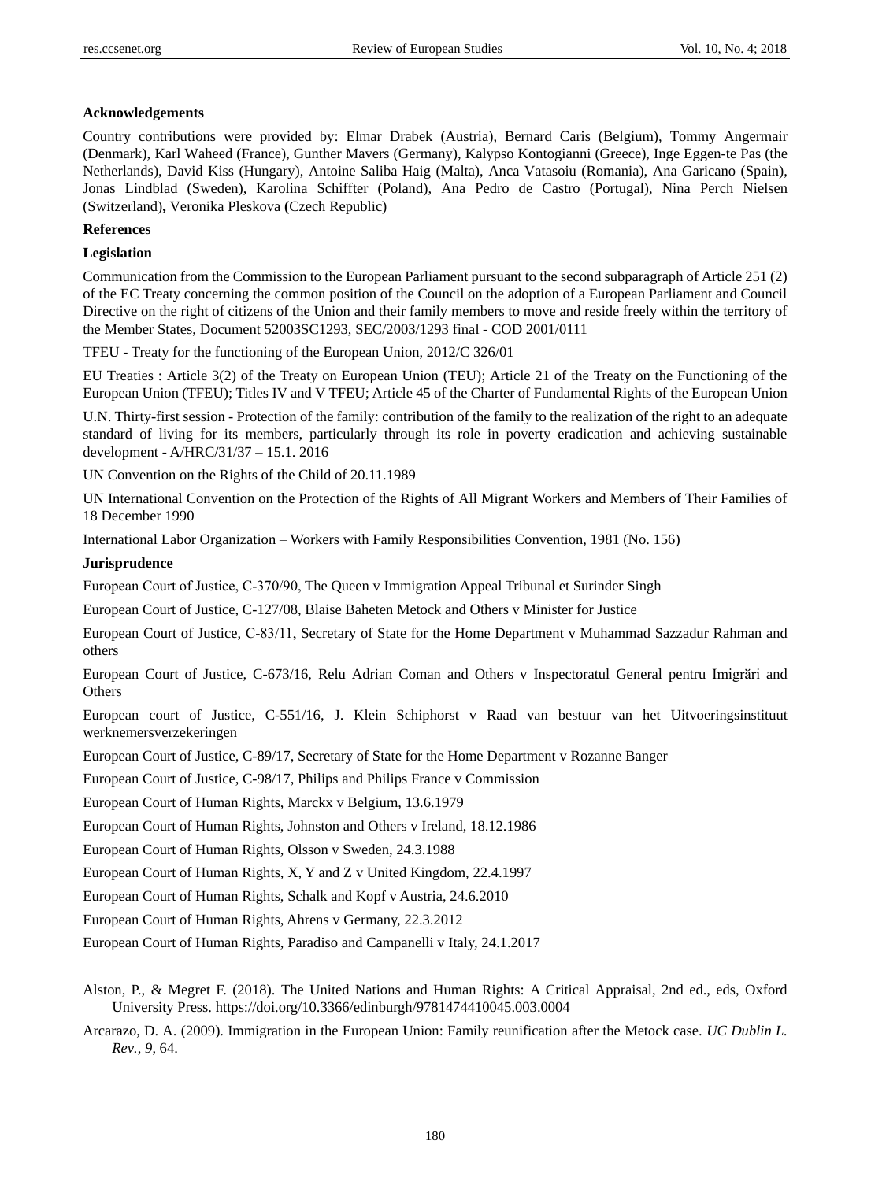**Acknowledgements**

Country contributions were provided by: Elmar Drabek (Austria), Bernard Caris (Belgium), Tommy Angermair (Denmark), Karl Waheed (France), Gunther Mavers (Germany), Kalypso Kontogianni (Greece), Inge Eggen-te Pas (the Netherlands), David Kiss (Hungary), Antoine Saliba Haig (Malta), Anca Vatasoiu (Romania), Ana Garicano (Spain), Jonas Lindblad (Sweden), Karolina Schiffter (Poland), Ana Pedro de Castro (Portugal), Nina Perch Nielsen (Switzerland)**,** Veronika Pleskova **(**Czech Republic)

**References**

**Legislation**

Communication from the Commission to the European Parliament pursuant to the second subparagraph of Article 251 (2) of the EC Treaty concerning the common position of the Council on the adoption of a European Parliament and Council Directive on the right of citizens of the Union and their family members to move and reside freely within the territory of the Member States, Document 52003SC1293, SEC/2003/1293 final - COD 2001/0111

TFEU - Treaty for the functioning of the European Union, 2012/C 326/01

EU Treaties : Article 3(2) of the Treaty on European Union (TEU); Article 21 of the Treaty on the Functioning of the European Union (TFEU); Titles IV and V TFEU; Article 45 of the Charter of Fundamental Rights of the European Union

U.N. Thirty-first session - Protection of the family: contribution of the family to the realization of the right to an adequate standard of living for its members, particularly through its role in poverty eradication and achieving sustainable development - A/HRC/31/37 – 15.1. 2016

UN Convention on the Rights of the Child of 20.11.1989

UN International Convention on the Protection of the Rights of All Migrant Workers and Members of Their Families of 18 December 1990

International Labor Organization – Workers with Family Responsibilities Convention, 1981 (No. 156)

**Jurisprudence**

European Court of Justice, C-370/90, The Queen v Immigration Appeal Tribunal et Surinder Singh

European Court of Justice, C-127/08, Blaise Baheten Metock and Others v Minister for Justice

European Court of Justice, C-83/11, Secretary of State for the Home Department v Muhammad Sazzadur Rahman and others

European Court of Justice, C-673/16, Relu Adrian Coman and Others v Inspectoratul General pentru Imigrări and Others

European court of Justice, C-551/16, J. Klein Schiphorst v Raad van bestuur van het Uitvoeringsinstituut werknemersverzekeringen

European Court of Justice, C-89/17, Secretary of State for the Home Department v Rozanne Banger

European Court of Justice, C-98/17, Philips and Philips France v Commission

European Court of Human Rights, Marckx v Belgium, 13.6.1979

European Court of Human Rights, Johnston and Others v Ireland, 18.12.1986

European Court of Human Rights, Olsson v Sweden, 24.3.1988

European Court of Human Rights, X, Y and Z v United Kingdom, 22.4.1997

European Court of Human Rights, Schalk and Kopf v Austria, 24.6.2010

European Court of Human Rights, Ahrens v Germany, 22.3.2012

European Court of Human Rights, Paradiso and Campanelli v Italy, 24.1.2017

Alston, P., & Megret F. (2018). The United Nations and Human Rights: A Critical Appraisal, 2nd ed., eds, Oxford University Press. https://doi.org/10.3366/edinburgh/9781474410045.003.0004

Arcarazo, D. A. (2009). Immigration in the European Union: Family reunification after the Metock case. *UC Dublin L. Rev.*, *9*, 64.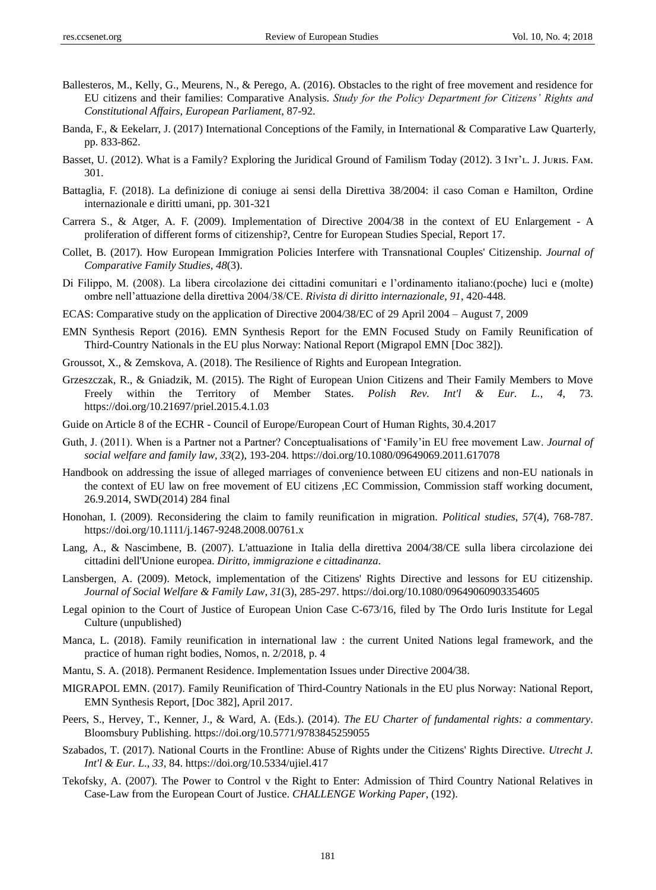Ballesteros, M., Kelly, G., Meurens, N., & Perego, A. (2016). Obstacles to the right of free movement and residence for EU citizens and their families: Comparative Analysis. *Study for the Policy Department for Citizens' Rights and Constitutional Affairs, European Parliament*, 87-92.

Banda, F., & Eekelarr, J. (2017) International Conceptions of the Family, in International & Comparative Law Quarterly, pp. 833-862.

Basset, U. (2012). What is a Family? Exploring the Juridical Ground of Familism Today (2012). 3 Int'l. J. Juris. Fam. 301.

Battaglia, F. (2018). La definizione di coniuge ai sensi della Direttiva 38/2004: il caso Coman e Hamilton, Ordine internazionale e diritti umani, pp. 301-321

Carrera S., & Atger, A. F. (2009). Implementation of Directive 2004/38 in the context of EU Enlargement - A proliferation of different forms of citizenship?, Centre for European Studies Special, Report 17.

Collet, B. (2017). How European Immigration Policies Interfere with Transnational Couples' Citizenship. *Journal of Comparative Family Studies*, *48*(3).

Di Filippo, M. (2008). La libera circolazione dei cittadini comunitari e l'ordinamento italiano:(poche) luci e (molte) ombre nell'attuazione della direttiva 2004/38/CE. *Rivista di diritto internazionale*, *91*, 420-448.

ECAS: Comparative study on the application of Directive 2004/38/EC of 29 April 2004 – August 7, 2009

EMN Synthesis Report (2016). EMN Synthesis Report for the EMN Focused Study on Family Reunification of Third-Country Nationals in the EU plus Norway: National Report (Migrapol EMN [Doc 382]).

Groussot, X., & Zemskova, A. (2018). The Resilience of Rights and European Integration.

Grzeszczak, R., & Gniadzik, M. (2015). The Right of European Union Citizens and Their Family Members to Move Freely within the Territory of Member States. *Polish Rev. Int'l & Eur. L.*, *4*, 73. https://doi.org/10.21697/priel.2015.4.1.03

Guide on Article 8 of the ECHR - Council of Europe/European Court of Human Rights, 30.4.2017

Guth, J. (2011). When is a Partner not a Partner? Conceptualisations of 'Family'in EU free movement Law. *Journal of social welfare and family law*, *33*(2), 193-204. https://doi.org/10.1080/09649069.2011.617078

Handbook on addressing the issue of alleged marriages of convenience between EU citizens and non-EU nationals in the context of EU law on free movement of EU citizens ,EC Commission, Commission staff working document, 26.9.2014, SWD(2014) 284 final

Honohan, I. (2009). Reconsidering the claim to family reunification in migration. *Political studies*, *57*(4), 768-787. https://doi.org/10.1111/j.1467-9248.2008.00761.x

Lang, A., & Nascimbene, B. (2007). L'attuazione in Italia della direttiva 2004/38/CE sulla libera circolazione dei cittadini dell'Unione europea. *Diritto, immigrazione e cittadinanza*.

Lansbergen, A. (2009). Metock, implementation of the Citizens' Rights Directive and lessons for EU citizenship. *Journal of Social Welfare & Family Law*, *31*(3), 285-297. https://doi.org/10.1080/09649060903354605

Legal opinion to the Court of Justice of European Union Case C-673/16, filed by The Ordo Iuris Institute for Legal Culture (unpublished)

Manca, L. (2018). Family reunification in international law : the current United Nations legal framework, and the practice of human right bodies, Nomos, n. 2/2018, p. 4

Mantu, S. A. (2018). Permanent Residence. Implementation Issues under Directive 2004/38.

MIGRAPOL EMN. (2017). Family Reunification of Third-Country Nationals in the EU plus Norway: National Report, EMN Synthesis Report, [Doc 382], April 2017.

Peers, S., Hervey, T., Kenner, J., & Ward, A. (Eds.). (2014). *The EU Charter of fundamental rights: a commentary*. Bloomsbury Publishing. https://doi.org/10.5771/9783845259055

Szabados, T. (2017). National Courts in the Frontline: Abuse of Rights under the Citizens' Rights Directive. *Utrecht J. Int'l & Eur. L.*, *33*, 84. https://doi.org/10.5334/ujiel.417

Tekofsky, A. (2007). The Power to Control v the Right to Enter: Admission of Third Country National Relatives in Case-Law from the European Court of Justice. *CHALLENGE Working Paper*, (192).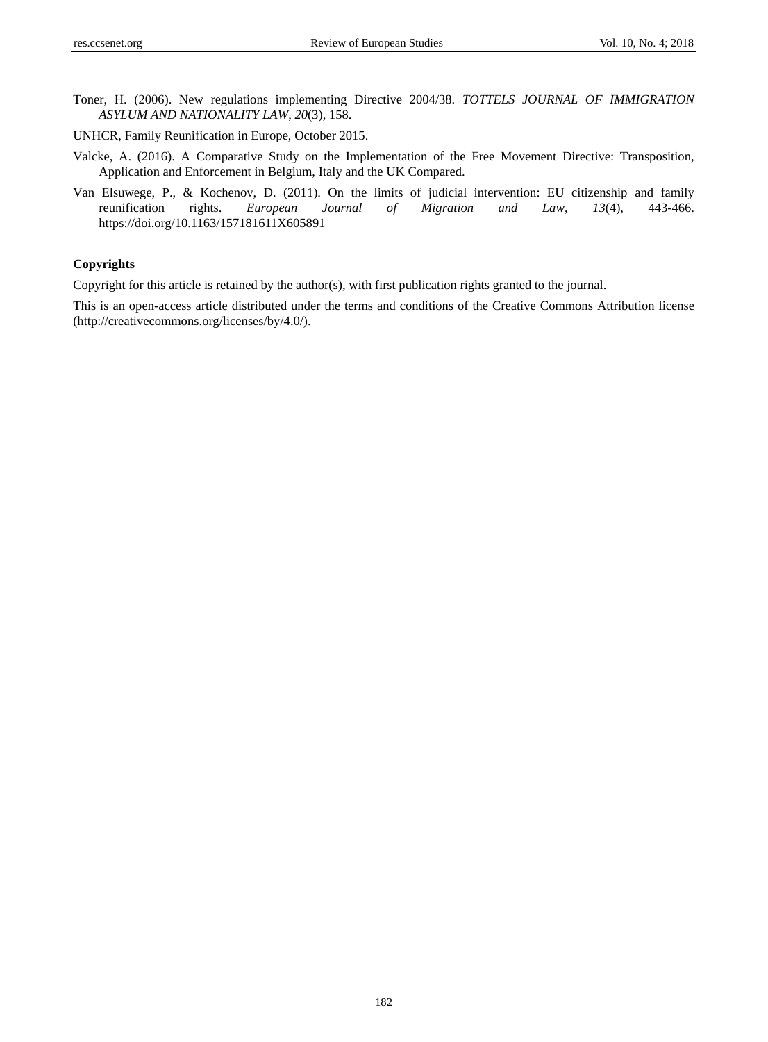Toner, H. (2006). New regulations implementing Directive 2004/38. *TOTTELS JOURNAL OF IMMIGRATION ASYLUM AND NATIONALITY LAW*, *20*(3), 158.

UNHCR, Family Reunification in Europe, October 2015.

Valcke, A. (2016). A Comparative Study on the Implementation of the Free Movement Directive: Transposition, Application and Enforcement in Belgium, Italy and the UK Compared.

Van Elsuwege, P., & Kochenov, D. (2011). On the limits of judicial intervention: EU citizenship and family reunification rights. *European Journal of Migration and Law*, *13*(4), 443-466. https://doi.org/10.1163/157181611X605891

**Copyrights**

Copyright for this article is retained by the author(s), with first publication rights granted to the journal.

This is an open-access article distributed under the terms and conditions of the Creative Commons Attribution license (http://creativecommons.org/licenses/by/4.0/).